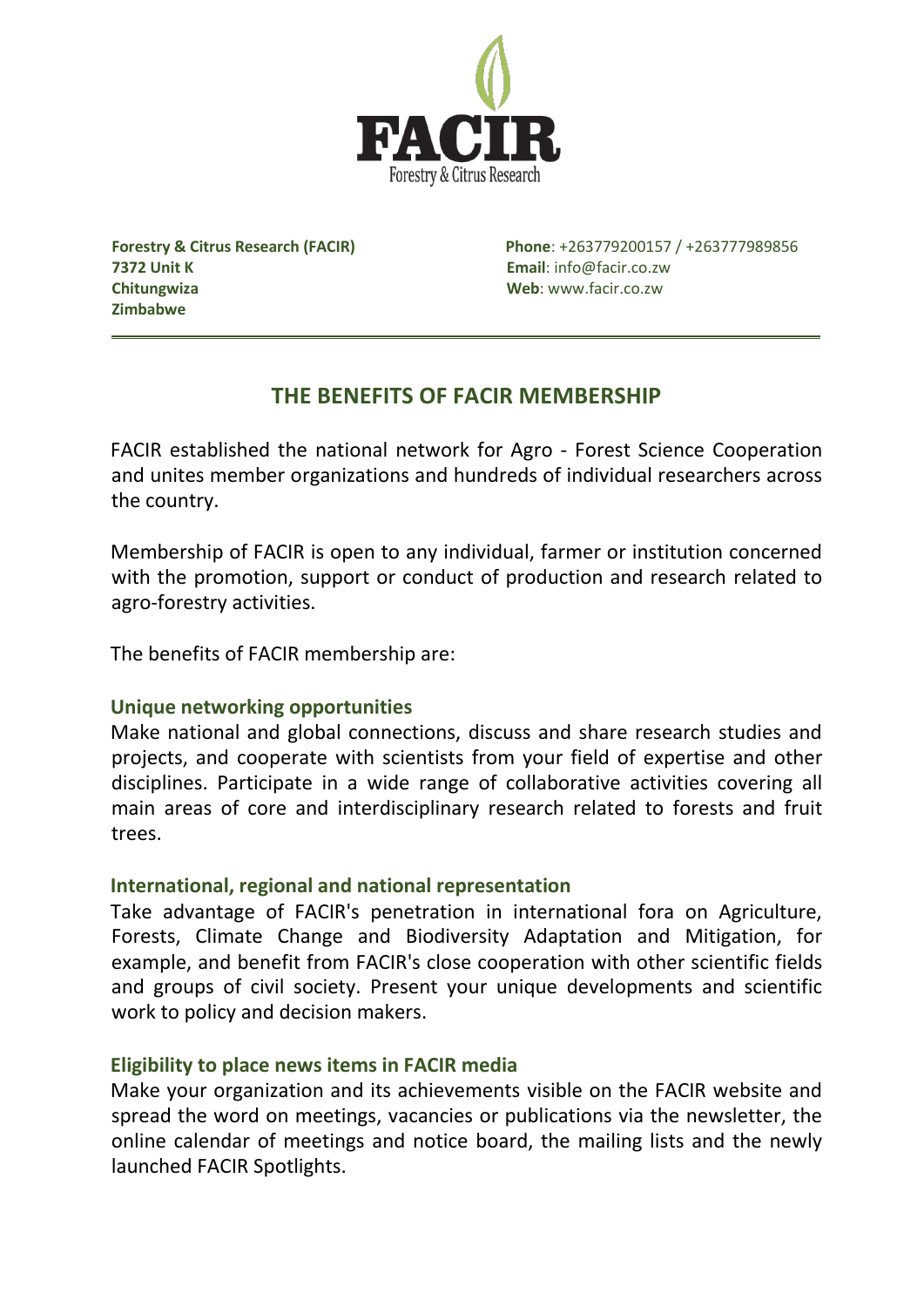FACIR
Forestry & Citrus Research

**Forestry & Citrus Research (FACIR)**
**7372 Unit K**
**Chitungwiza**
**Zimbabwe**

**Phone**: +263779200157 / +263777989856
**Email**: info@facir.co.zw
**Web**: www.facir.co.zw

---

## THE BENEFITS OF FACIR MEMBERSHIP

FACIR established the national network for Agro - Forest Science Cooperation and unites member organizations and hundreds of individual researchers across the country.

Membership of FACIR is open to any individual, farmer or institution concerned with the promotion, support or conduct of production and research related to agro-forestry activities.

The benefits of FACIR membership are:

### Unique networking opportunities

Make national and global connections, discuss and share research studies and projects, and cooperate with scientists from your field of expertise and other disciplines. Participate in a wide range of collaborative activities covering all main areas of core and interdisciplinary research related to forests and fruit trees.

### International, regional and national representation

Take advantage of FACIR's penetration in international fora on Agriculture, Forests, Climate Change and Biodiversity Adaptation and Mitigation, for example, and benefit from FACIR's close cooperation with other scientific fields and groups of civil society. Present your unique developments and scientific work to policy and decision makers.

### Eligibility to place news items in FACIR media

Make your organization and its achievements visible on the FACIR website and spread the word on meetings, vacancies or publications via the newsletter, the online calendar of meetings and notice board, the mailing lists and the newly launched FACIR Spotlights.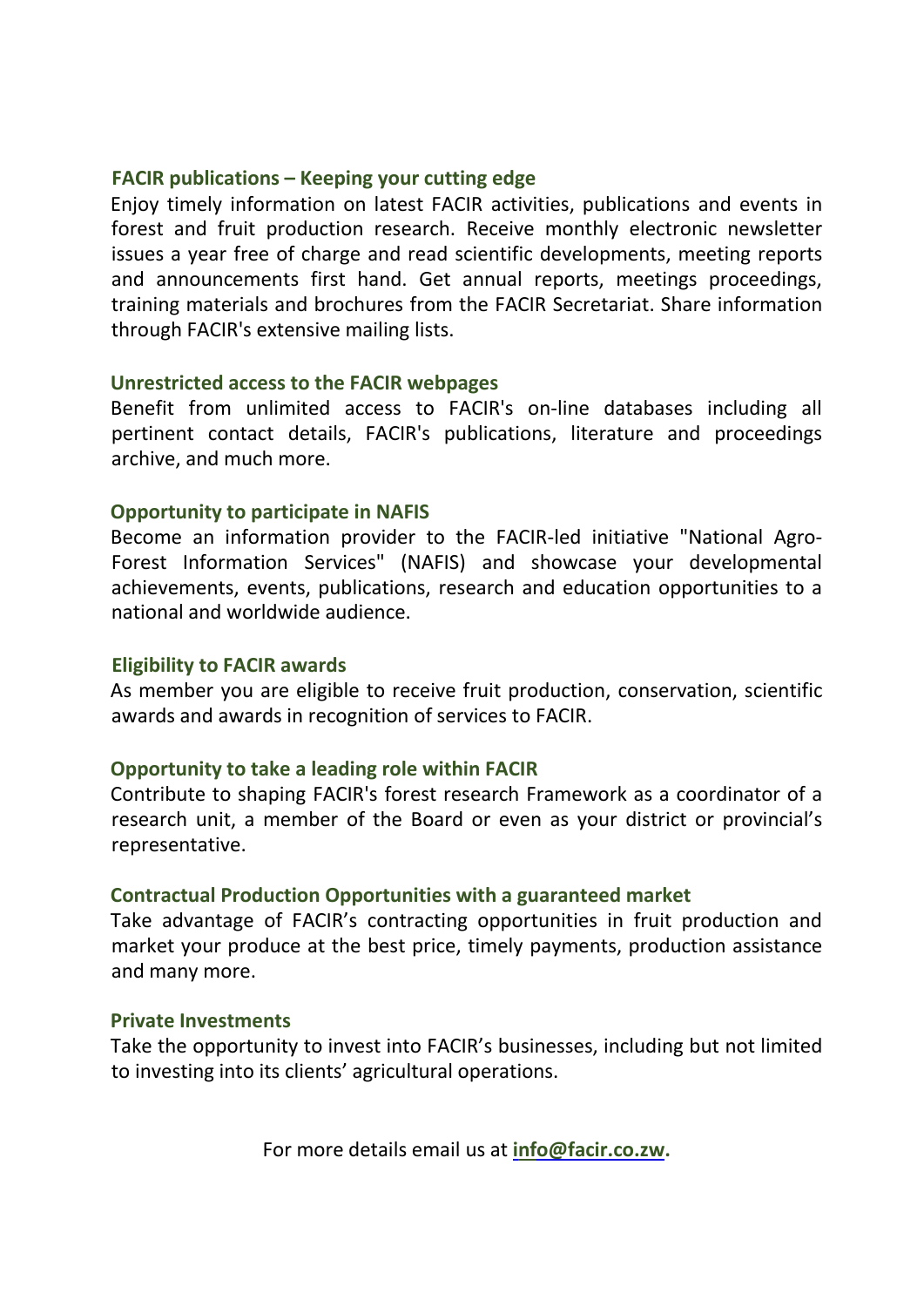### FACIR publications – Keeping your cutting edge

Enjoy timely information on latest FACIR activities, publications and events in forest and fruit production research. Receive monthly electronic newsletter issues a year free of charge and read scientific developments, meeting reports and announcements first hand. Get annual reports, meetings proceedings, training materials and brochures from the FACIR Secretariat. Share information through FACIR's extensive mailing lists.

### Unrestricted access to the FACIR webpages

Benefit from unlimited access to FACIR's on-line databases including all pertinent contact details, FACIR's publications, literature and proceedings archive, and much more.

### Opportunity to participate in NAFIS

Become an information provider to the FACIR-led initiative "National Agro-Forest Information Services" (NAFIS) and showcase your developmental achievements, events, publications, research and education opportunities to a national and worldwide audience.

### Eligibility to FACIR awards

As member you are eligible to receive fruit production, conservation, scientific awards and awards in recognition of services to FACIR.

### Opportunity to take a leading role within FACIR

Contribute to shaping FACIR's forest research Framework as a coordinator of a research unit, a member of the Board or even as your district or provincial's representative.

### Contractual Production Opportunities with a guaranteed market

Take advantage of FACIR's contracting opportunities in fruit production and market your produce at the best price, timely payments, production assistance and many more.

### Private Investments

Take the opportunity to invest into FACIR's businesses, including but not limited to investing into its clients' agricultural operations.

For more details email us at **info@facir.co.zw.**